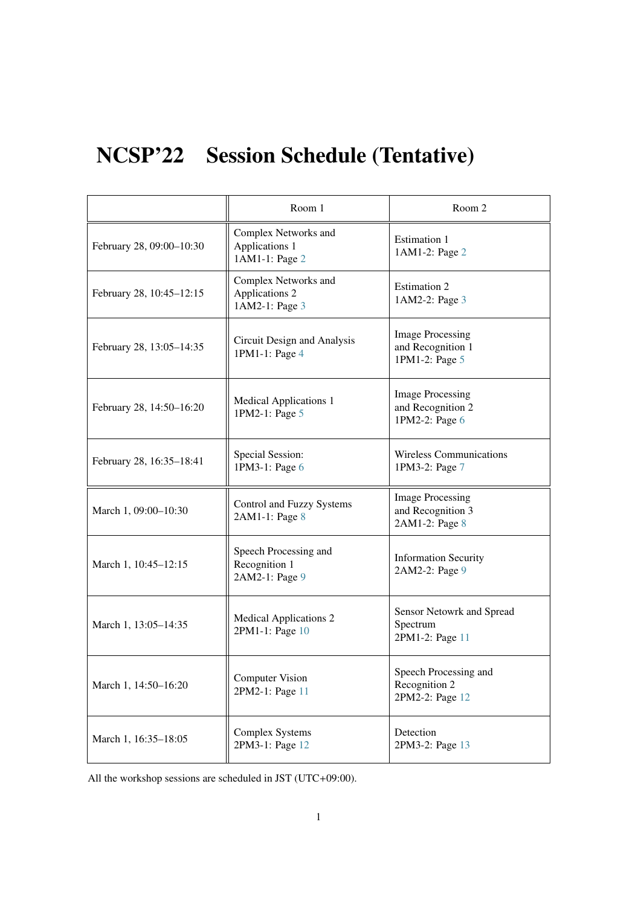# NCSP'22 Session Schedule (Tentative)

| | Room 1 | Room 2 |
|---|---|---|
| February 28, 09:00–10:30 | Complex Networks and Applications 1<br>1AM1-1: Page 2 | Estimation 1<br>1AM1-2: Page 2 |
| February 28, 10:45–12:15 | Complex Networks and Applications 2<br>1AM2-1: Page 3 | Estimation 2<br>1AM2-2: Page 3 |
| February 28, 13:05–14:35 | Circuit Design and Analysis<br>1PM1-1: Page 4 | Image Processing and Recognition 1<br>1PM1-2: Page 5 |
| February 28, 14:50–16:20 | Medical Applications 1<br>1PM2-1: Page 5 | Image Processing and Recognition 2<br>1PM2-2: Page 6 |
| February 28, 16:35–18:41 | Special Session:<br>1PM3-1: Page 6 | Wireless Communications<br>1PM3-2: Page 7 |
| March 1, 09:00–10:30 | Control and Fuzzy Systems<br>2AM1-1: Page 8 | Image Processing and Recognition 3<br>2AM1-2: Page 8 |
| March 1, 10:45–12:15 | Speech Processing and Recognition 1<br>2AM2-1: Page 9 | Information Security<br>2AM2-2: Page 9 |
| March 1, 13:05–14:35 | Medical Applications 2<br>2PM1-1: Page 10 | Sensor Netowrk and Spread Spectrum<br>2PM1-2: Page 11 |
| March 1, 14:50–16:20 | Computer Vision<br>2PM2-1: Page 11 | Speech Processing and Recognition 2<br>2PM2-2: Page 12 |
| March 1, 16:35–18:05 | Complex Systems<br>2PM3-1: Page 12 | Detection<br>2PM3-2: Page 13 |

All the workshop sessions are scheduled in JST (UTC+09:00).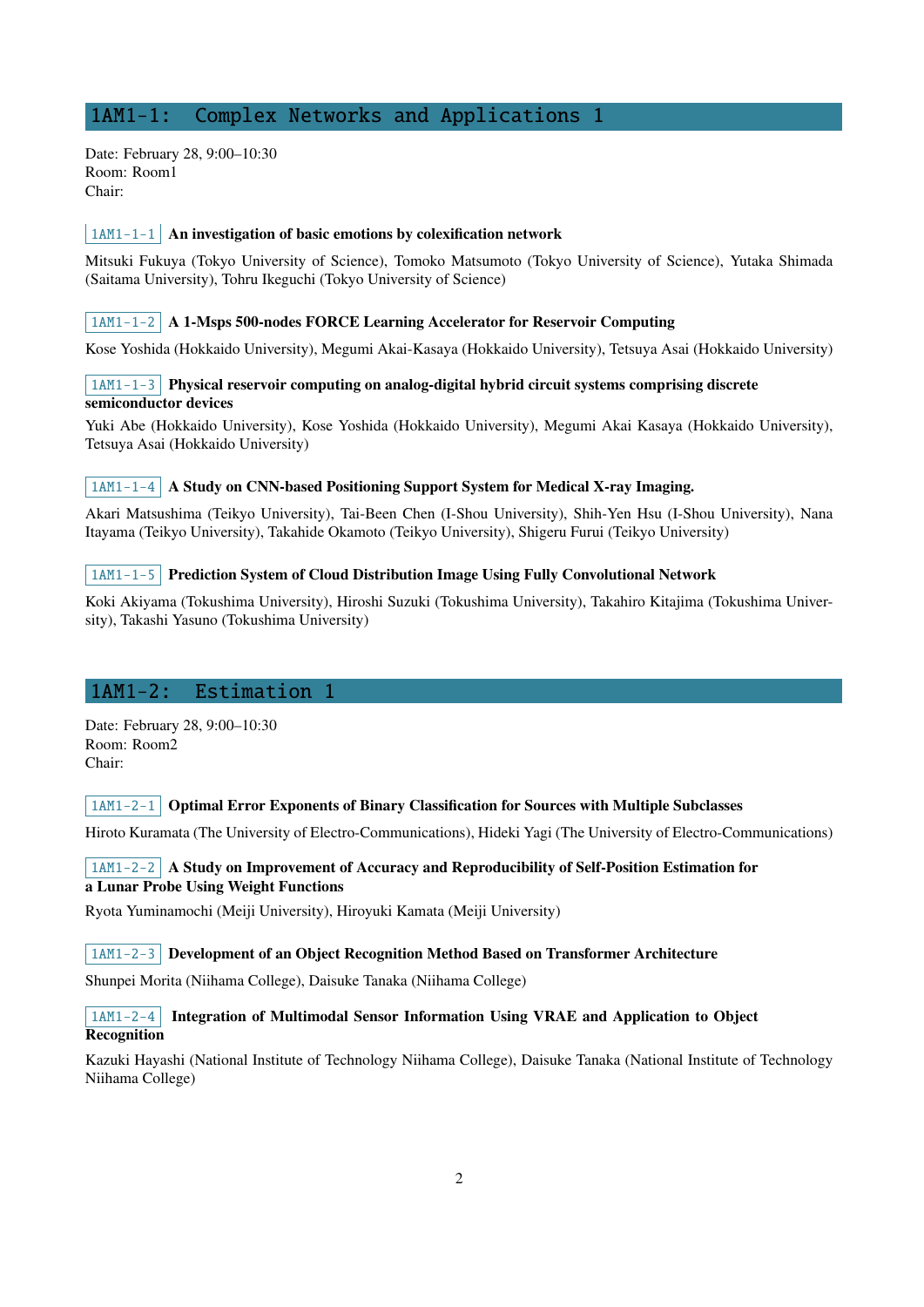## 1AM1-1: Complex Networks and Applications 1

Date: February 28, 9:00–10:30
Room: Room1
Chair:

`1AM1-1-1` **An investigation of basic emotions by colexification network**

Mitsuki Fukuya (Tokyo University of Science), Tomoko Matsumoto (Tokyo University of Science), Yutaka Shimada (Saitama University), Tohru Ikeguchi (Tokyo University of Science)

`1AM1-1-2` **A 1-Msps 500-nodes FORCE Learning Accelerator for Reservoir Computing**

Kose Yoshida (Hokkaido University), Megumi Akai-Kasaya (Hokkaido University), Tetsuya Asai (Hokkaido University)

`1AM1-1-3` **Physical reservoir computing on analog-digital hybrid circuit systems comprising discrete semiconductor devices**

Yuki Abe (Hokkaido University), Kose Yoshida (Hokkaido University), Megumi Akai Kasaya (Hokkaido University), Tetsuya Asai (Hokkaido University)

`1AM1-1-4` **A Study on CNN-based Positioning Support System for Medical X-ray Imaging.**

Akari Matsushima (Teikyo University), Tai-Been Chen (I-Shou University), Shih-Yen Hsu (I-Shou University), Nana Itayama (Teikyo University), Takahide Okamoto (Teikyo University), Shigeru Furui (Teikyo University)

`1AM1-1-5` **Prediction System of Cloud Distribution Image Using Fully Convolutional Network**

Koki Akiyama (Tokushima University), Hiroshi Suzuki (Tokushima University), Takahiro Kitajima (Tokushima University), Takashi Yasuno (Tokushima University)

## 1AM1-2: Estimation 1

Date: February 28, 9:00–10:30
Room: Room2
Chair:

`1AM1-2-1` **Optimal Error Exponents of Binary Classification for Sources with Multiple Subclasses**

Hiroto Kuramata (The University of Electro-Communications), Hideki Yagi (The University of Electro-Communications)

`1AM1-2-2` **A Study on Improvement of Accuracy and Reproducibility of Self-Position Estimation for a Lunar Probe Using Weight Functions**

Ryota Yuminamochi (Meiji University), Hiroyuki Kamata (Meiji University)

`1AM1-2-3` **Development of an Object Recognition Method Based on Transformer Architecture**

Shunpei Morita (Niihama College), Daisuke Tanaka (Niihama College)

`1AM1-2-4` **Integration of Multimodal Sensor Information Using VRAE and Application to Object Recognition**

Kazuki Hayashi (National Institute of Technology Niihama College), Daisuke Tanaka (National Institute of Technology Niihama College)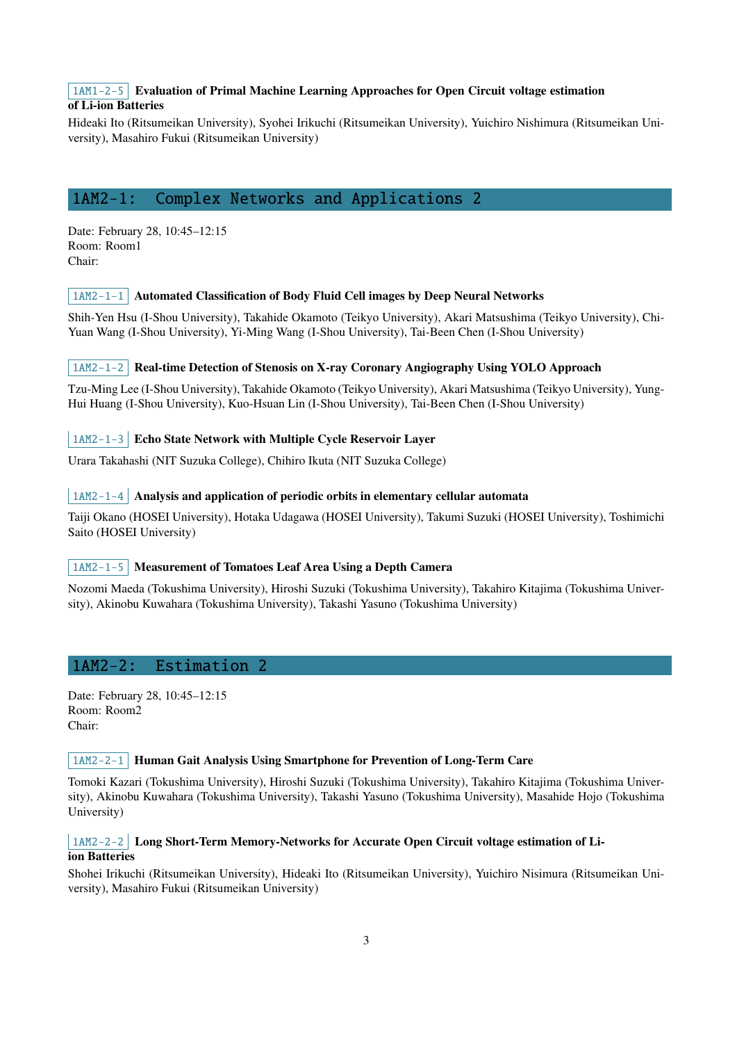`1AM1-2-5` **Evaluation of Primal Machine Learning Approaches for Open Circuit voltage estimation of Li-ion Batteries**

Hideaki Ito (Ritsumeikan University), Syohei Irikuchi (Ritsumeikan University), Yuichiro Nishimura (Ritsumeikan University), Masahiro Fukui (Ritsumeikan University)

## 1AM2-1: Complex Networks and Applications 2

Date: February 28, 10:45–12:15
Room: Room1
Chair:

`1AM2-1-1` **Automated Classification of Body Fluid Cell images by Deep Neural Networks**

Shih-Yen Hsu (I-Shou University), Takahide Okamoto (Teikyo University), Akari Matsushima (Teikyo University), Chi-Yuan Wang (I-Shou University), Yi-Ming Wang (I-Shou University), Tai-Been Chen (I-Shou University)

`1AM2-1-2` **Real-time Detection of Stenosis on X-ray Coronary Angiography Using YOLO Approach**

Tzu-Ming Lee (I-Shou University), Takahide Okamoto (Teikyo University), Akari Matsushima (Teikyo University), Yung-Hui Huang (I-Shou University), Kuo-Hsuan Lin (I-Shou University), Tai-Been Chen (I-Shou University)

`1AM2-1-3` **Echo State Network with Multiple Cycle Reservoir Layer**

Urara Takahashi (NIT Suzuka College), Chihiro Ikuta (NIT Suzuka College)

`1AM2-1-4` **Analysis and application of periodic orbits in elementary cellular automata**

Taiji Okano (HOSEI University), Hotaka Udagawa (HOSEI University), Takumi Suzuki (HOSEI University), Toshimichi Saito (HOSEI University)

`1AM2-1-5` **Measurement of Tomatoes Leaf Area Using a Depth Camera**

Nozomi Maeda (Tokushima University), Hiroshi Suzuki (Tokushima University), Takahiro Kitajima (Tokushima University), Akinobu Kuwahara (Tokushima University), Takashi Yasuno (Tokushima University)

## 1AM2-2: Estimation 2

Date: February 28, 10:45–12:15
Room: Room2
Chair:

`1AM2-2-1` **Human Gait Analysis Using Smartphone for Prevention of Long-Term Care**

Tomoki Kazari (Tokushima University), Hiroshi Suzuki (Tokushima University), Takahiro Kitajima (Tokushima University), Akinobu Kuwahara (Tokushima University), Takashi Yasuno (Tokushima University), Masahide Hojo (Tokushima University)

`1AM2-2-2` **Long Short-Term Memory-Networks for Accurate Open Circuit voltage estimation of Li-ion Batteries**

Shohei Irikuchi (Ritsumeikan University), Hideaki Ito (Ritsumeikan University), Yuichiro Nisimura (Ritsumeikan University), Masahiro Fukui (Ritsumeikan University)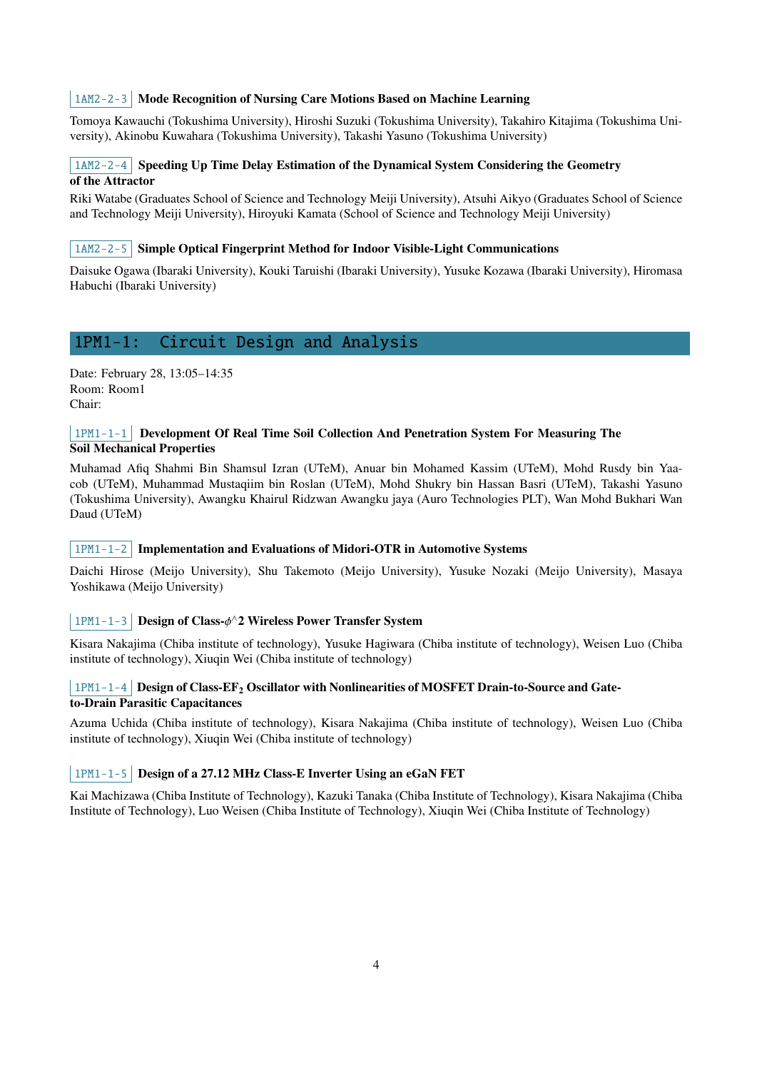1AM2-2-3 **Mode Recognition of Nursing Care Motions Based on Machine Learning**

Tomoya Kawauchi (Tokushima University), Hiroshi Suzuki (Tokushima University), Takahiro Kitajima (Tokushima University), Akinobu Kuwahara (Tokushima University), Takashi Yasuno (Tokushima University)

1AM2-2-4 **Speeding Up Time Delay Estimation of the Dynamical System Considering the Geometry of the Attractor**

Riki Watabe (Graduates School of Science and Technology Meiji University), Atsuhi Aikyo (Graduates School of Science and Technology Meiji University), Hiroyuki Kamata (School of Science and Technology Meiji University)

1AM2-2-5 **Simple Optical Fingerprint Method for Indoor Visible-Light Communications**

Daisuke Ogawa (Ibaraki University), Kouki Taruishi (Ibaraki University), Yusuke Kozawa (Ibaraki University), Hiromasa Habuchi (Ibaraki University)

## 1PM1-1: Circuit Design and Analysis

Date: February 28, 13:05–14:35
Room: Room1
Chair:

1PM1-1-1 **Development Of Real Time Soil Collection And Penetration System For Measuring The Soil Mechanical Properties**

Muhamad Afiq Shahmi Bin Shamsul Izran (UTeM), Anuar bin Mohamed Kassim (UTeM), Mohd Rusdy bin Yaacob (UTeM), Muhammad Mustaqiim bin Roslan (UTeM), Mohd Shukry bin Hassan Basri (UTeM), Takashi Yasuno (Tokushima University), Awangku Khairul Ridzwan Awangku jaya (Auro Technologies PLT), Wan Mohd Bukhari Wan Daud (UTeM)

1PM1-1-2 **Implementation and Evaluations of Midori-OTR in Automotive Systems**

Daichi Hirose (Meijo University), Shu Takemoto (Meijo University), Yusuke Nozaki (Meijo University), Masaya Yoshikawa (Meijo University)

1PM1-1-3 **Design of Class-$\phi$^2 Wireless Power Transfer System**

Kisara Nakajima (Chiba institute of technology), Yusuke Hagiwara (Chiba institute of technology), Weisen Luo (Chiba institute of technology), Xiuqin Wei (Chiba institute of technology)

1PM1-1-4 **Design of Class-$EF_2$ Oscillator with Nonlinearities of MOSFET Drain-to-Source and Gate-to-Drain Parasitic Capacitances**

Azuma Uchida (Chiba institute of technology), Kisara Nakajima (Chiba institute of technology), Weisen Luo (Chiba institute of technology), Xiuqin Wei (Chiba institute of technology)

1PM1-1-5 **Design of a 27.12 MHz Class-E Inverter Using an eGaN FET**

Kai Machizawa (Chiba Institute of Technology), Kazuki Tanaka (Chiba Institute of Technology), Kisara Nakajima (Chiba Institute of Technology), Luo Weisen (Chiba Institute of Technology), Xiuqin Wei (Chiba Institute of Technology)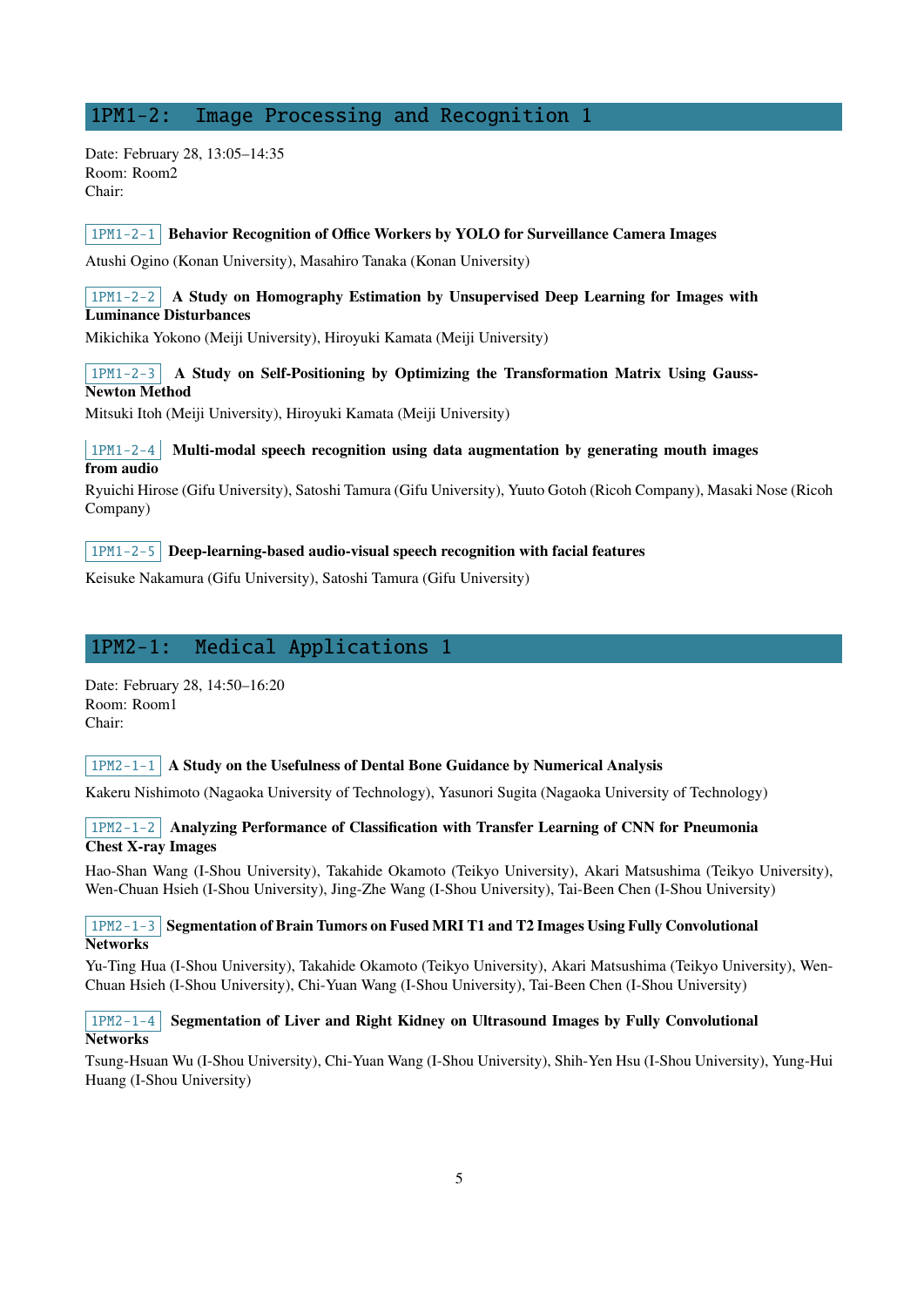## 1PM1-2: Image Processing and Recognition 1

Date: February 28, 13:05–14:35
Room: Room2
Chair:

`1PM1-2-1` **Behavior Recognition of Office Workers by YOLO for Surveillance Camera Images**

Atushi Ogino (Konan University), Masahiro Tanaka (Konan University)

`1PM1-2-2` **A Study on Homography Estimation by Unsupervised Deep Learning for Images with Luminance Disturbances**

Mikichika Yokono (Meiji University), Hiroyuki Kamata (Meiji University)

`1PM1-2-3` **A Study on Self-Positioning by Optimizing the Transformation Matrix Using Gauss-Newton Method**

Mitsuki Itoh (Meiji University), Hiroyuki Kamata (Meiji University)

`1PM1-2-4` **Multi-modal speech recognition using data augmentation by generating mouth images from audio**

Ryuichi Hirose (Gifu University), Satoshi Tamura (Gifu University), Yuuto Gotoh (Ricoh Company), Masaki Nose (Ricoh Company)

`1PM1-2-5` **Deep-learning-based audio-visual speech recognition with facial features**

Keisuke Nakamura (Gifu University), Satoshi Tamura (Gifu University)

## 1PM2-1: Medical Applications 1

Date: February 28, 14:50–16:20
Room: Room1
Chair:

`1PM2-1-1` **A Study on the Usefulness of Dental Bone Guidance by Numerical Analysis**

Kakeru Nishimoto (Nagaoka University of Technology), Yasunori Sugita (Nagaoka University of Technology)

`1PM2-1-2` **Analyzing Performance of Classification with Transfer Learning of CNN for Pneumonia Chest X-ray Images**

Hao-Shan Wang (I-Shou University), Takahide Okamoto (Teikyo University), Akari Matsushima (Teikyo University), Wen-Chuan Hsieh (I-Shou University), Jing-Zhe Wang (I-Shou University), Tai-Been Chen (I-Shou University)

`1PM2-1-3` **Segmentation of Brain Tumors on Fused MRI T1 and T2 Images Using Fully Convolutional Networks**

Yu-Ting Hua (I-Shou University), Takahide Okamoto (Teikyo University), Akari Matsushima (Teikyo University), Wen-Chuan Hsieh (I-Shou University), Chi-Yuan Wang (I-Shou University), Tai-Been Chen (I-Shou University)

`1PM2-1-4` **Segmentation of Liver and Right Kidney on Ultrasound Images by Fully Convolutional Networks**

Tsung-Hsuan Wu (I-Shou University), Chi-Yuan Wang (I-Shou University), Shih-Yen Hsu (I-Shou University), Yung-Hui Huang (I-Shou University)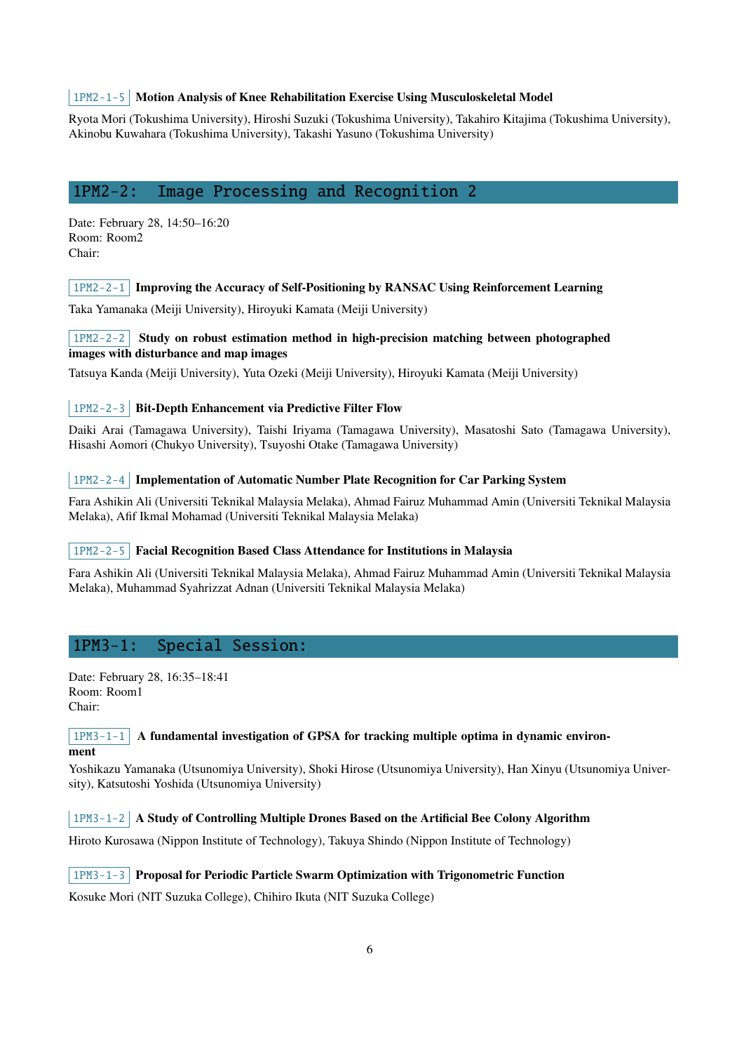`1PM2-1-5` **Motion Analysis of Knee Rehabilitation Exercise Using Musculoskeletal Model**

Ryota Mori (Tokushima University), Hiroshi Suzuki (Tokushima University), Takahiro Kitajima (Tokushima University), Akinobu Kuwahara (Tokushima University), Takashi Yasuno (Tokushima University)

## 1PM2-2: Image Processing and Recognition 2

Date: February 28, 14:50–16:20
Room: Room2
Chair:

`1PM2-2-1` **Improving the Accuracy of Self-Positioning by RANSAC Using Reinforcement Learning**

Taka Yamanaka (Meiji University), Hiroyuki Kamata (Meiji University)

`1PM2-2-2` **Study on robust estimation method in high-precision matching between photographed images with disturbance and map images**

Tatsuya Kanda (Meiji University), Yuta Ozeki (Meiji University), Hiroyuki Kamata (Meiji University)

`1PM2-2-3` **Bit-Depth Enhancement via Predictive Filter Flow**

Daiki Arai (Tamagawa University), Taishi Iriyama (Tamagawa University), Masatoshi Sato (Tamagawa University), Hisashi Aomori (Chukyo University), Tsuyoshi Otake (Tamagawa University)

`1PM2-2-4` **Implementation of Automatic Number Plate Recognition for Car Parking System**

Fara Ashikin Ali (Universiti Teknikal Malaysia Melaka), Ahmad Fairuz Muhammad Amin (Universiti Teknikal Malaysia Melaka), Afif Ikmal Mohamad (Universiti Teknikal Malaysia Melaka)

`1PM2-2-5` **Facial Recognition Based Class Attendance for Institutions in Malaysia**

Fara Ashikin Ali (Universiti Teknikal Malaysia Melaka), Ahmad Fairuz Muhammad Amin (Universiti Teknikal Malaysia Melaka), Muhammad Syahrizzat Adnan (Universiti Teknikal Malaysia Melaka)

## 1PM3-1: Special Session:

Date: February 28, 16:35–18:41
Room: Room1
Chair:

`1PM3-1-1` **A fundamental investigation of GPSA for tracking multiple optima in dynamic environment**

Yoshikazu Yamanaka (Utsunomiya University), Shoki Hirose (Utsunomiya University), Han Xinyu (Utsunomiya University), Katsutoshi Yoshida (Utsunomiya University)

`1PM3-1-2` **A Study of Controlling Multiple Drones Based on the Artificial Bee Colony Algorithm**

Hiroto Kurosawa (Nippon Institute of Technology), Takuya Shindo (Nippon Institute of Technology)

`1PM3-1-3` **Proposal for Periodic Particle Swarm Optimization with Trigonometric Function**

Kosuke Mori (NIT Suzuka College), Chihiro Ikuta (NIT Suzuka College)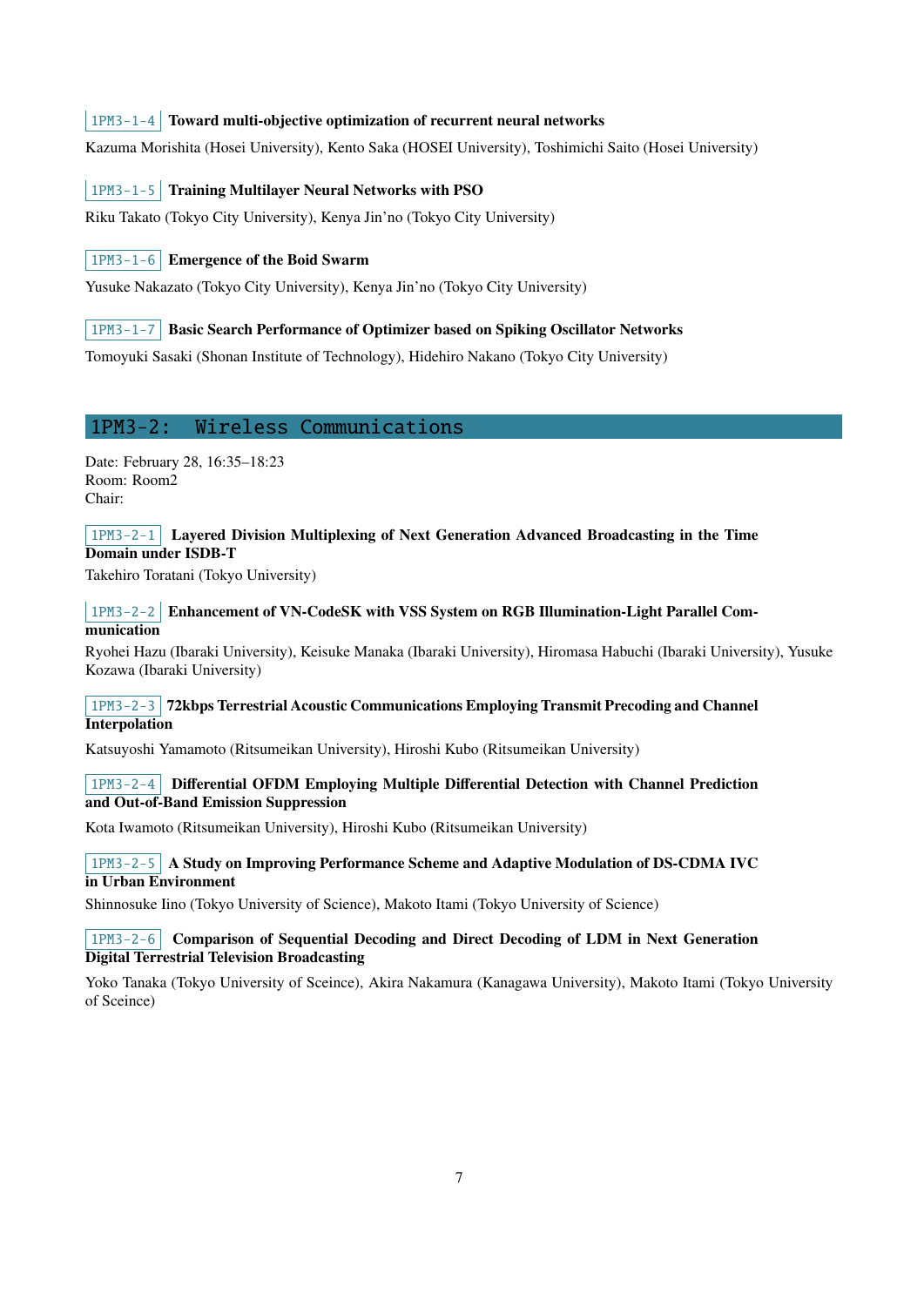`1PM3-1-4` **Toward multi-objective optimization of recurrent neural networks**

Kazuma Morishita (Hosei University), Kento Saka (HOSEI University), Toshimichi Saito (Hosei University)

`1PM3-1-5` **Training Multilayer Neural Networks with PSO**

Riku Takato (Tokyo City University), Kenya Jin'no (Tokyo City University)

`1PM3-1-6` **Emergence of the Boid Swarm**

Yusuke Nakazato (Tokyo City University), Kenya Jin'no (Tokyo City University)

`1PM3-1-7` **Basic Search Performance of Optimizer based on Spiking Oscillator Networks**

Tomoyuki Sasaki (Shonan Institute of Technology), Hidehiro Nakano (Tokyo City University)

## 1PM3-2: Wireless Communications

Date: February 28, 16:35–18:23
Room: Room2
Chair:

`1PM3-2-1` **Layered Division Multiplexing of Next Generation Advanced Broadcasting in the Time Domain under ISDB-T**

Takehiro Toratani (Tokyo University)

`1PM3-2-2` **Enhancement of VN-CodeSK with VSS System on RGB Illumination-Light Parallel Communication**

Ryohei Hazu (Ibaraki University), Keisuke Manaka (Ibaraki University), Hiromasa Habuchi (Ibaraki University), Yusuke Kozawa (Ibaraki University)

`1PM3-2-3` **72kbps Terrestrial Acoustic Communications Employing Transmit Precoding and Channel Interpolation**

Katsuyoshi Yamamoto (Ritsumeikan University), Hiroshi Kubo (Ritsumeikan University)

`1PM3-2-4` **Differential OFDM Employing Multiple Differential Detection with Channel Prediction and Out-of-Band Emission Suppression**

Kota Iwamoto (Ritsumeikan University), Hiroshi Kubo (Ritsumeikan University)

`1PM3-2-5` **A Study on Improving Performance Scheme and Adaptive Modulation of DS-CDMA IVC in Urban Environment**

Shinnosuke Iino (Tokyo University of Science), Makoto Itami (Tokyo University of Science)

`1PM3-2-6` **Comparison of Sequential Decoding and Direct Decoding of LDM in Next Generation Digital Terrestrial Television Broadcasting**

Yoko Tanaka (Tokyo University of Sceince), Akira Nakamura (Kanagawa University), Makoto Itami (Tokyo University of Sceince)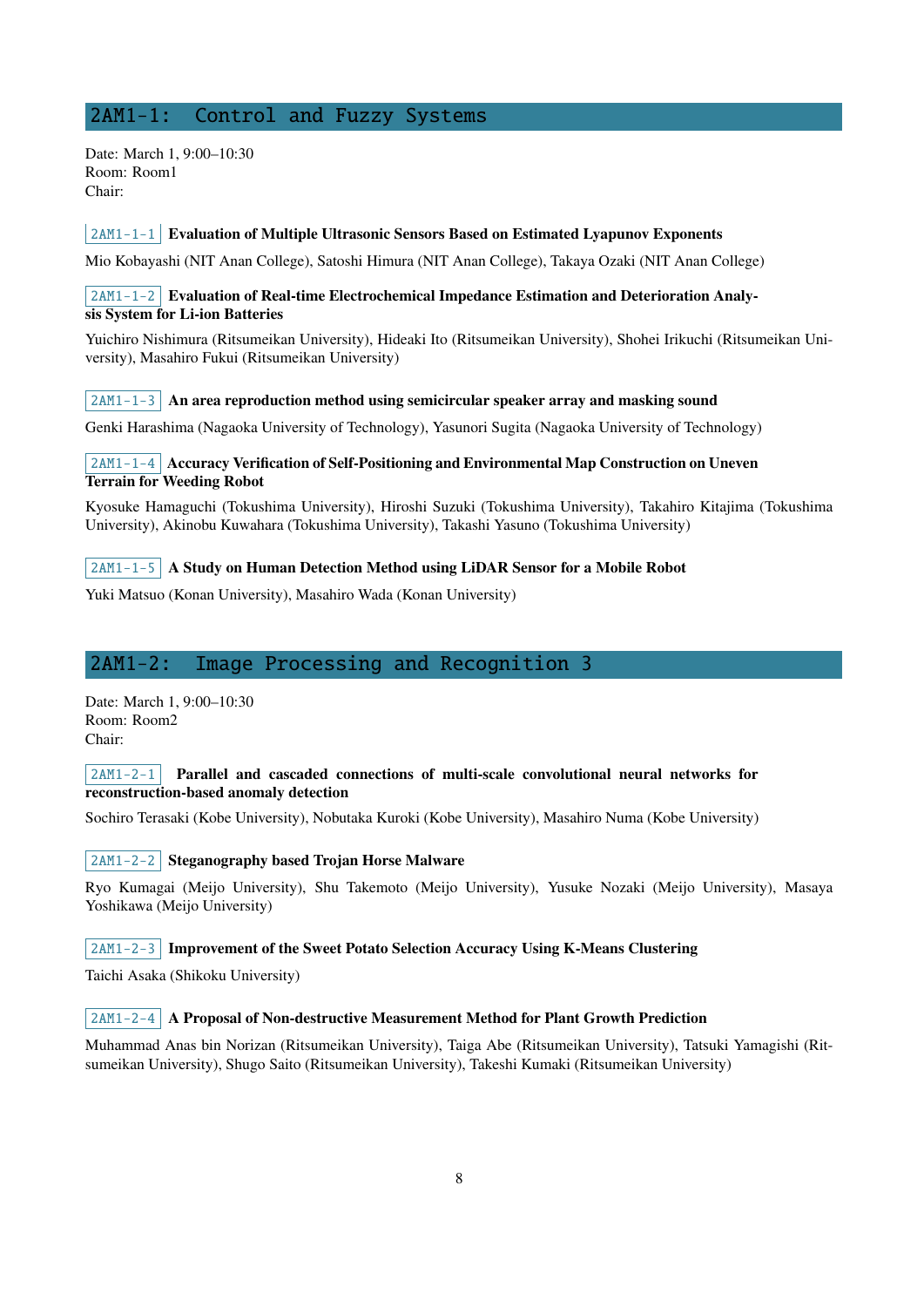## 2AM1-1: Control and Fuzzy Systems

Date: March 1, 9:00–10:30
Room: Room1
Chair:

2AM1-1-1 **Evaluation of Multiple Ultrasonic Sensors Based on Estimated Lyapunov Exponents**

Mio Kobayashi (NIT Anan College), Satoshi Himura (NIT Anan College), Takaya Ozaki (NIT Anan College)

2AM1-1-2 **Evaluation of Real-time Electrochemical Impedance Estimation and Deterioration Analysis System for Li-ion Batteries**

Yuichiro Nishimura (Ritsumeikan University), Hideaki Ito (Ritsumeikan University), Shohei Irikuchi (Ritsumeikan University), Masahiro Fukui (Ritsumeikan University)

2AM1-1-3 **An area reproduction method using semicircular speaker array and masking sound**

Genki Harashima (Nagaoka University of Technology), Yasunori Sugita (Nagaoka University of Technology)

2AM1-1-4 **Accuracy Verification of Self-Positioning and Environmental Map Construction on Uneven Terrain for Weeding Robot**

Kyosuke Hamaguchi (Tokushima University), Hiroshi Suzuki (Tokushima University), Takahiro Kitajima (Tokushima University), Akinobu Kuwahara (Tokushima University), Takashi Yasuno (Tokushima University)

2AM1-1-5 **A Study on Human Detection Method using LiDAR Sensor for a Mobile Robot**

Yuki Matsuo (Konan University), Masahiro Wada (Konan University)

## 2AM1-2: Image Processing and Recognition 3

Date: March 1, 9:00–10:30
Room: Room2
Chair:

2AM1-2-1 **Parallel and cascaded connections of multi-scale convolutional neural networks for reconstruction-based anomaly detection**

Sochiro Terasaki (Kobe University), Nobutaka Kuroki (Kobe University), Masahiro Numa (Kobe University)

2AM1-2-2 **Steganography based Trojan Horse Malware**

Ryo Kumagai (Meijo University), Shu Takemoto (Meijo University), Yusuke Nozaki (Meijo University), Masaya Yoshikawa (Meijo University)

2AM1-2-3 **Improvement of the Sweet Potato Selection Accuracy Using K-Means Clustering**

Taichi Asaka (Shikoku University)

2AM1-2-4 **A Proposal of Non-destructive Measurement Method for Plant Growth Prediction**

Muhammad Anas bin Norizan (Ritsumeikan University), Taiga Abe (Ritsumeikan University), Tatsuki Yamagishi (Ritsumeikan University), Shugo Saito (Ritsumeikan University), Takeshi Kumaki (Ritsumeikan University)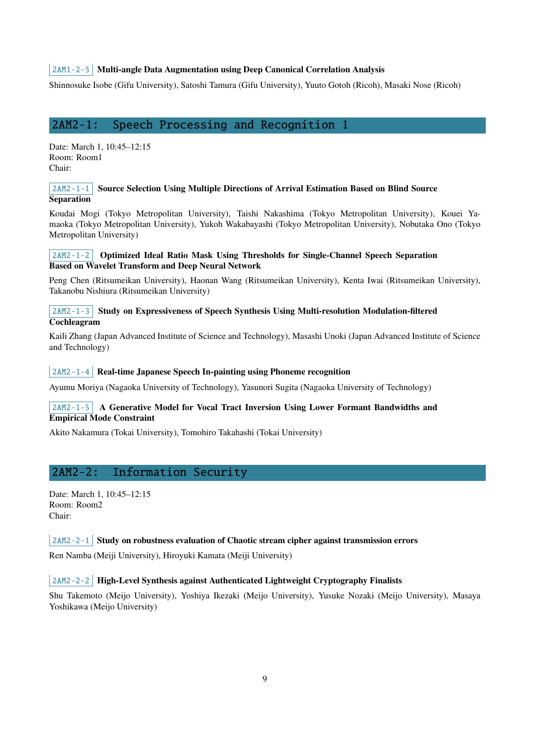`2AM1-2-5` **Multi-angle Data Augmentation using Deep Canonical Correlation Analysis**

Shinnosuke Isobe (Gifu University), Satoshi Tamura (Gifu University), Yuuto Gotoh (Ricoh), Masaki Nose (Ricoh)

## 2AM2-1: Speech Processing and Recognition 1

Date: March 1, 10:45–12:15
Room: Room1
Chair:

`2AM2-1-1` **Source Selection Using Multiple Directions of Arrival Estimation Based on Blind Source Separation**

Koudai Mogi (Tokyo Metropolitan University), Taishi Nakashima (Tokyo Metropolitan University), Kouei Yamaoka (Tokyo Metropolitan University), Yukoh Wakabayashi (Tokyo Metropolitan University), Nobutaka Ono (Tokyo Metropolitan University)

`2AM2-1-2` **Optimized Ideal Ratio Mask Using Thresholds for Single-Channel Speech Separation Based on Wavelet Transform and Deep Neural Network**

Peng Chen (Ritsumeikan University), Haonan Wang (Ritsumeikan University), Kenta Iwai (Ritsumeikan University), Takanobu Nishiura (Ritsumeikan University)

`2AM2-1-3` **Study on Expressiveness of Speech Synthesis Using Multi-resolution Modulation-filtered Cochleagram**

Kaili Zhang (Japan Advanced Institute of Science and Technology), Masashi Unoki (Japan Advanced Institute of Science and Technology)

`2AM2-1-4` **Real-time Japanese Speech In-painting using Phoneme recognition**

Ayumu Moriya (Nagaoka University of Technology), Yasunori Sugita (Nagaoka University of Technology)

`2AM2-1-5` **A Generative Model for Vocal Tract Inversion Using Lower Formant Bandwidths and Empirical Mode Constraint**

Akito Nakamura (Tokai University), Tomohiro Takahashi (Tokai University)

## 2AM2-2: Information Security

Date: March 1, 10:45–12:15
Room: Room2
Chair:

`2AM2-2-1` **Study on robustness evaluation of Chaotic stream cipher against transmission errors**

Ren Namba (Meiji University), Hiroyuki Kamata (Meiji University)

`2AM2-2-2` **High-Level Synthesis against Authenticated Lightweight Cryptography Finalists**

Shu Takemoto (Meijo University), Yoshiya Ikezaki (Meijo University), Yusuke Nozaki (Meijo University), Masaya Yoshikawa (Meijo University)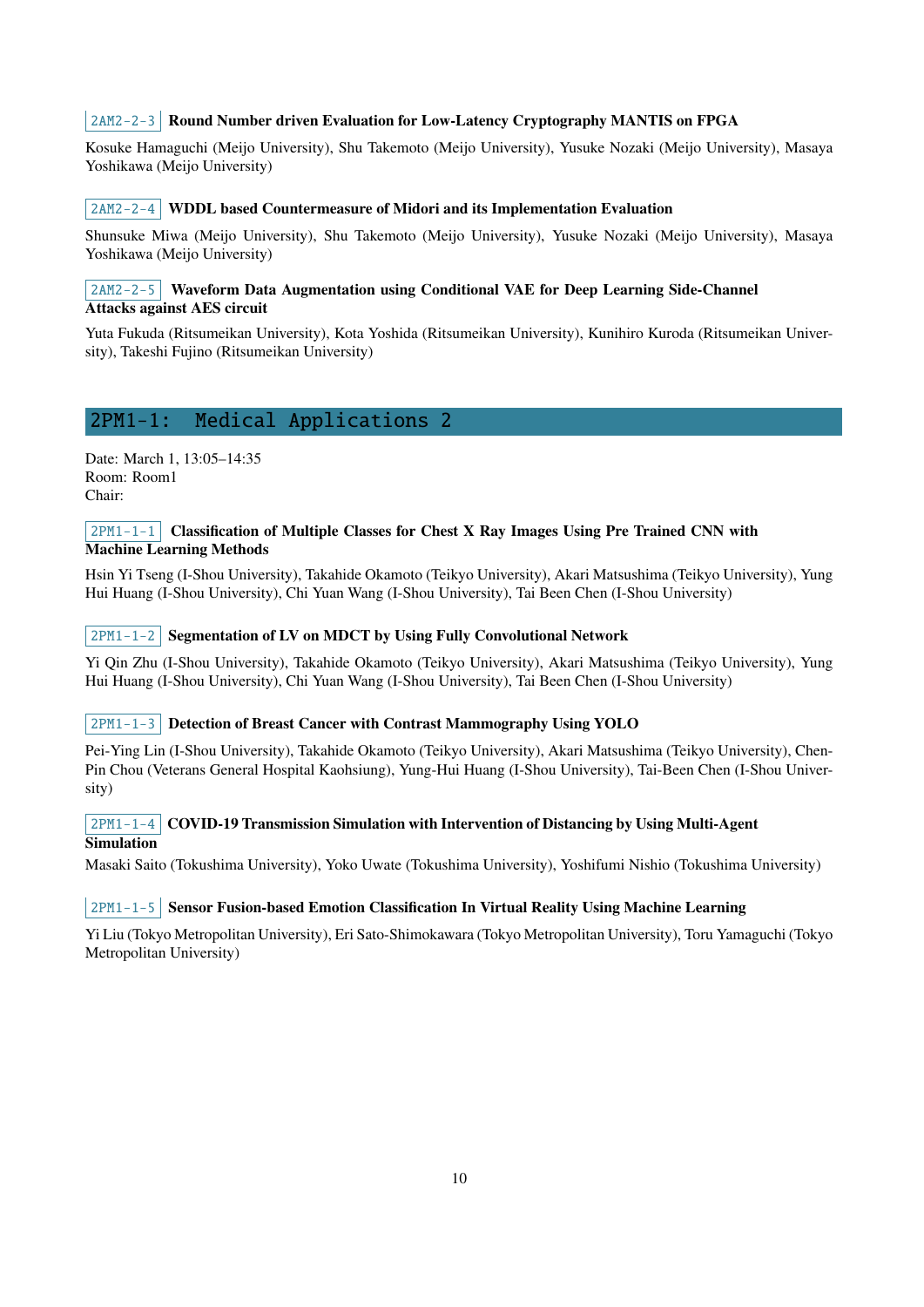`2AM2-2-3` **Round Number driven Evaluation for Low-Latency Cryptography MANTIS on FPGA**

Kosuke Hamaguchi (Meijo University), Shu Takemoto (Meijo University), Yusuke Nozaki (Meijo University), Masaya Yoshikawa (Meijo University)

`2AM2-2-4` **WDDL based Countermeasure of Midori and its Implementation Evaluation**

Shunsuke Miwa (Meijo University), Shu Takemoto (Meijo University), Yusuke Nozaki (Meijo University), Masaya Yoshikawa (Meijo University)

`2AM2-2-5` **Waveform Data Augmentation using Conditional VAE for Deep Learning Side-Channel Attacks against AES circuit**

Yuta Fukuda (Ritsumeikan University), Kota Yoshida (Ritsumeikan University), Kunihiro Kuroda (Ritsumeikan University), Takeshi Fujino (Ritsumeikan University)

## 2PM1-1: Medical Applications 2

Date: March 1, 13:05–14:35
Room: Room1
Chair:

`2PM1-1-1` **Classification of Multiple Classes for Chest X Ray Images Using Pre Trained CNN with Machine Learning Methods**

Hsin Yi Tseng (I-Shou University), Takahide Okamoto (Teikyo University), Akari Matsushima (Teikyo University), Yung Hui Huang (I-Shou University), Chi Yuan Wang (I-Shou University), Tai Been Chen (I-Shou University)

`2PM1-1-2` **Segmentation of LV on MDCT by Using Fully Convolutional Network**

Yi Qin Zhu (I-Shou University), Takahide Okamoto (Teikyo University), Akari Matsushima (Teikyo University), Yung Hui Huang (I-Shou University), Chi Yuan Wang (I-Shou University), Tai Been Chen (I-Shou University)

`2PM1-1-3` **Detection of Breast Cancer with Contrast Mammography Using YOLO**

Pei-Ying Lin (I-Shou University), Takahide Okamoto (Teikyo University), Akari Matsushima (Teikyo University), Chen-Pin Chou (Veterans General Hospital Kaohsiung), Yung-Hui Huang (I-Shou University), Tai-Been Chen (I-Shou University)

`2PM1-1-4` **COVID-19 Transmission Simulation with Intervention of Distancing by Using Multi-Agent Simulation**

Masaki Saito (Tokushima University), Yoko Uwate (Tokushima University), Yoshifumi Nishio (Tokushima University)

`2PM1-1-5` **Sensor Fusion-based Emotion Classification In Virtual Reality Using Machine Learning**

Yi Liu (Tokyo Metropolitan University), Eri Sato-Shimokawara (Tokyo Metropolitan University), Toru Yamaguchi (Tokyo Metropolitan University)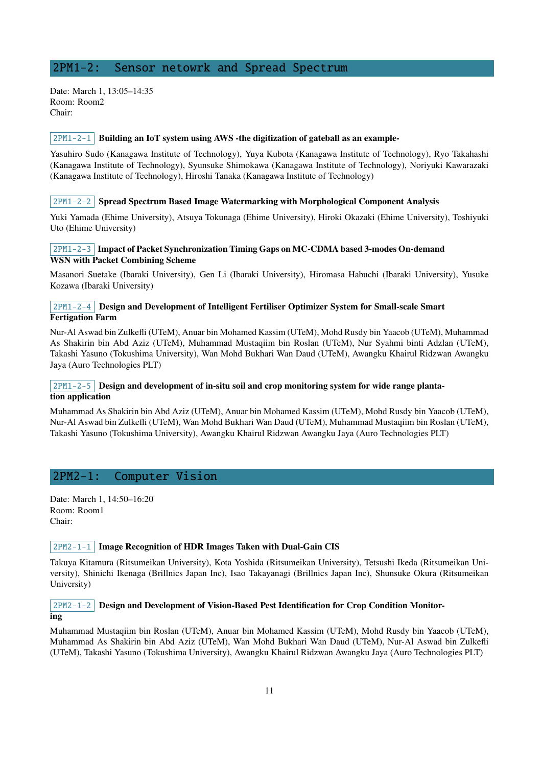## 2PM1-2: Sensor netowrk and Spread Spectrum

Date: March 1, 13:05–14:35
Room: Room2
Chair:

`2PM1-2-1` **Building an IoT system using AWS -the digitization of gateball as an example-**

Yasuhiro Sudo (Kanagawa Institute of Technology), Yuya Kubota (Kanagawa Institute of Technology), Ryo Takahashi (Kanagawa Institute of Technology), Syunsuke Shimokawa (Kanagawa Institute of Technology), Noriyuki Kawarazaki (Kanagawa Institute of Technology), Hiroshi Tanaka (Kanagawa Institute of Technology)

`2PM1-2-2` **Spread Spectrum Based Image Watermarking with Morphological Component Analysis**

Yuki Yamada (Ehime University), Atsuya Tokunaga (Ehime University), Hiroki Okazaki (Ehime University), Toshiyuki Uto (Ehime University)

`2PM1-2-3` **Impact of Packet Synchronization Timing Gaps on MC-CDMA based 3-modes On-demand WSN with Packet Combining Scheme**

Masanori Suetake (Ibaraki University), Gen Li (Ibaraki University), Hiromasa Habuchi (Ibaraki University), Yusuke Kozawa (Ibaraki University)

`2PM1-2-4` **Design and Development of Intelligent Fertiliser Optimizer System for Small-scale Smart Fertigation Farm**

Nur-Al Aswad bin Zulkefli (UTeM), Anuar bin Mohamed Kassim (UTeM), Mohd Rusdy bin Yaacob (UTeM), Muhammad As Shakirin bin Abd Aziz (UTeM), Muhammad Mustaqiim bin Roslan (UTeM), Nur Syahmi binti Adzlan (UTeM), Takashi Yasuno (Tokushima University), Wan Mohd Bukhari Wan Daud (UTeM), Awangku Khairul Ridzwan Awangku Jaya (Auro Technologies PLT)

`2PM1-2-5` **Design and development of in-situ soil and crop monitoring system for wide range plantation application**

Muhammad As Shakirin bin Abd Aziz (UTeM), Anuar bin Mohamed Kassim (UTeM), Mohd Rusdy bin Yaacob (UTeM), Nur-Al Aswad bin Zulkefli (UTeM), Wan Mohd Bukhari Wan Daud (UTeM), Muhammad Mustaqiim bin Roslan (UTeM), Takashi Yasuno (Tokushima University), Awangku Khairul Ridzwan Awangku Jaya (Auro Technologies PLT)

## 2PM2-1: Computer Vision

Date: March 1, 14:50–16:20
Room: Room1
Chair:

`2PM2-1-1` **Image Recognition of HDR Images Taken with Dual-Gain CIS**

Takuya Kitamura (Ritsumeikan University), Kota Yoshida (Ritsumeikan University), Tetsushi Ikeda (Ritsumeikan University), Shinichi Ikenaga (Brillnics Japan Inc), Isao Takayanagi (Brillnics Japan Inc), Shunsuke Okura (Ritsumeikan University)

`2PM2-1-2` **Design and Development of Vision-Based Pest Identification for Crop Condition Monitoring**

Muhammad Mustaqiim bin Roslan (UTeM), Anuar bin Mohamed Kassim (UTeM), Mohd Rusdy bin Yaacob (UTeM), Muhammad As Shakirin bin Abd Aziz (UTeM), Wan Mohd Bukhari Wan Daud (UTeM), Nur-Al Aswad bin Zulkefli (UTeM), Takashi Yasuno (Tokushima University), Awangku Khairul Ridzwan Awangku Jaya (Auro Technologies PLT)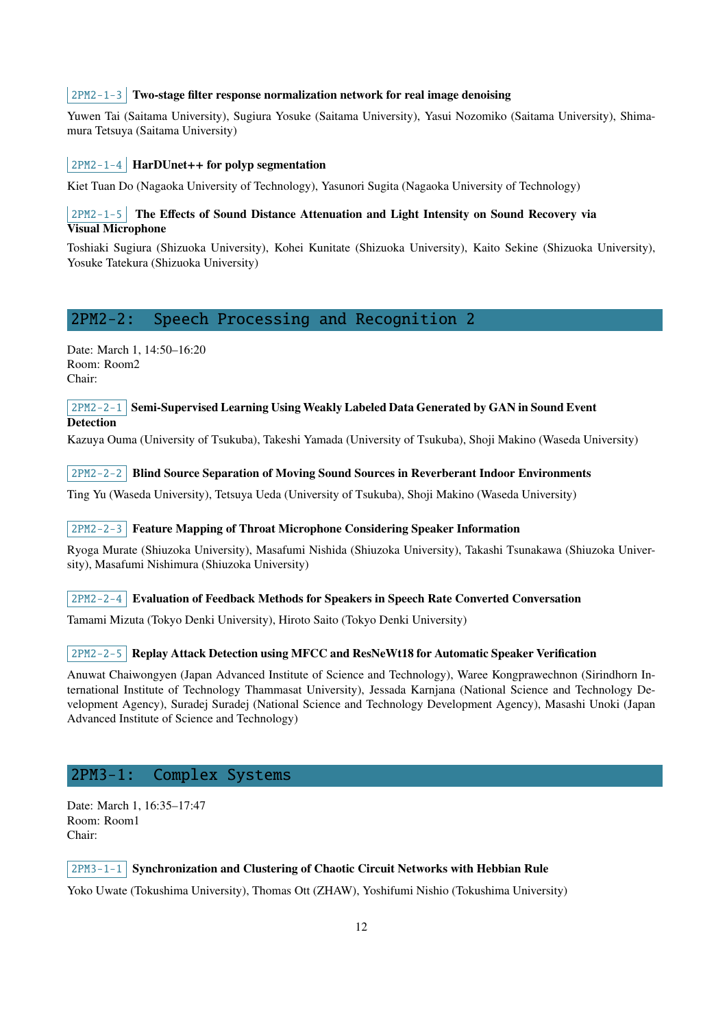`2PM2-1-3` **Two-stage filter response normalization network for real image denoising**

Yuwen Tai (Saitama University), Sugiura Yosuke (Saitama University), Yasui Nozomiko (Saitama University), Shimamura Tetsuya (Saitama University)

`2PM2-1-4` **HarDUnet++ for polyp segmentation**

Kiet Tuan Do (Nagaoka University of Technology), Yasunori Sugita (Nagaoka University of Technology)

`2PM2-1-5` **The Effects of Sound Distance Attenuation and Light Intensity on Sound Recovery via Visual Microphone**

Toshiaki Sugiura (Shizuoka University), Kohei Kunitate (Shizuoka University), Kaito Sekine (Shizuoka University), Yosuke Tatekura (Shizuoka University)

## 2PM2-2: Speech Processing and Recognition 2

Date: March 1, 14:50–16:20
Room: Room2
Chair:

`2PM2-2-1` **Semi-Supervised Learning Using Weakly Labeled Data Generated by GAN in Sound Event Detection**

Kazuya Ouma (University of Tsukuba), Takeshi Yamada (University of Tsukuba), Shoji Makino (Waseda University)

`2PM2-2-2` **Blind Source Separation of Moving Sound Sources in Reverberant Indoor Environments**

Ting Yu (Waseda University), Tetsuya Ueda (University of Tsukuba), Shoji Makino (Waseda University)

`2PM2-2-3` **Feature Mapping of Throat Microphone Considering Speaker Information**

Ryoga Murate (Shiuzoka University), Masafumi Nishida (Shiuzoka University), Takashi Tsunakawa (Shiuzoka University), Masafumi Nishimura (Shiuzoka University)

`2PM2-2-4` **Evaluation of Feedback Methods for Speakers in Speech Rate Converted Conversation**

Tamami Mizuta (Tokyo Denki University), Hiroto Saito (Tokyo Denki University)

`2PM2-2-5` **Replay Attack Detection using MFCC and ResNeWt18 for Automatic Speaker Verification**

Anuwat Chaiwongyen (Japan Advanced Institute of Science and Technology), Waree Kongprawechnon (Sirindhorn International Institute of Technology Thammasat University), Jessada Karnjana (National Science and Technology Development Agency), Suradej Suradej (National Science and Technology Development Agency), Masashi Unoki (Japan Advanced Institute of Science and Technology)

## 2PM3-1: Complex Systems

Date: March 1, 16:35–17:47
Room: Room1
Chair:

`2PM3-1-1` **Synchronization and Clustering of Chaotic Circuit Networks with Hebbian Rule**

Yoko Uwate (Tokushima University), Thomas Ott (ZHAW), Yoshifumi Nishio (Tokushima University)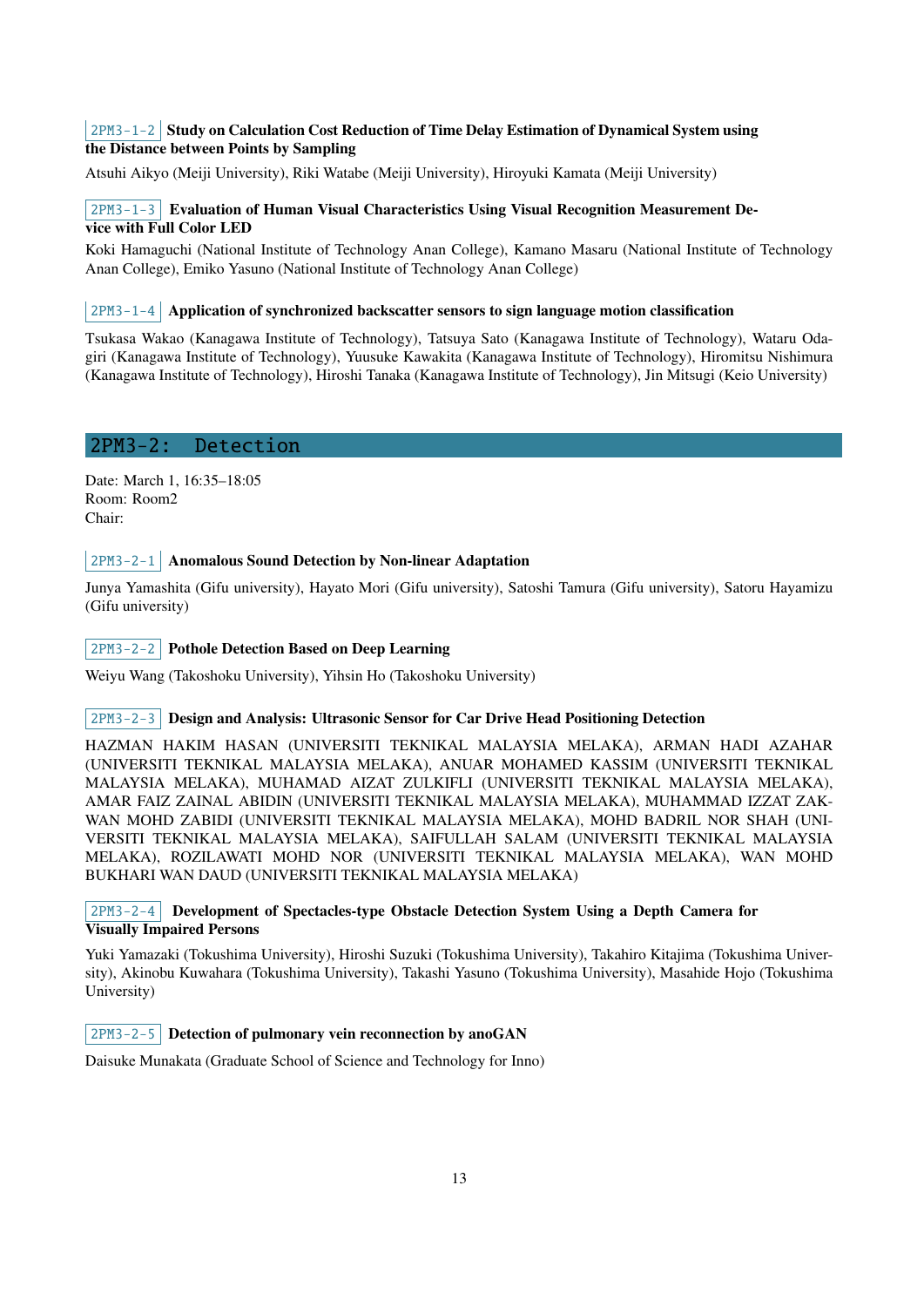2PM3-1-2 **Study on Calculation Cost Reduction of Time Delay Estimation of Dynamical System using the Distance between Points by Sampling**

Atsuhi Aikyo (Meiji University), Riki Watabe (Meiji University), Hiroyuki Kamata (Meiji University)

2PM3-1-3 **Evaluation of Human Visual Characteristics Using Visual Recognition Measurement Device with Full Color LED**

Koki Hamaguchi (National Institute of Technology Anan College), Kamano Masaru (National Institute of Technology Anan College), Emiko Yasuno (National Institute of Technology Anan College)

2PM3-1-4 **Application of synchronized backscatter sensors to sign language motion classification**

Tsukasa Wakao (Kanagawa Institute of Technology), Tatsuya Sato (Kanagawa Institute of Technology), Wataru Odagiri (Kanagawa Institute of Technology), Yuusuke Kawakita (Kanagawa Institute of Technology), Hiromitsu Nishimura (Kanagawa Institute of Technology), Hiroshi Tanaka (Kanagawa Institute of Technology), Jin Mitsugi (Keio University)

## 2PM3-2: Detection

Date: March 1, 16:35–18:05
Room: Room2
Chair:

2PM3-2-1 **Anomalous Sound Detection by Non-linear Adaptation**

Junya Yamashita (Gifu university), Hayato Mori (Gifu university), Satoshi Tamura (Gifu university), Satoru Hayamizu (Gifu university)

2PM3-2-2 **Pothole Detection Based on Deep Learning**

Weiyu Wang (Takoshoku University), Yihsin Ho (Takoshoku University)

2PM3-2-3 **Design and Analysis: Ultrasonic Sensor for Car Drive Head Positioning Detection**

HAZMAN HAKIM HASAN (UNIVERSITI TEKNIKAL MALAYSIA MELAKA), ARMAN HADI AZAHAR (UNIVERSITI TEKNIKAL MALAYSIA MELAKA), ANUAR MOHAMED KASSIM (UNIVERSITI TEKNIKAL MALAYSIA MELAKA), MUHAMAD AIZAT ZULKIFLI (UNIVERSITI TEKNIKAL MALAYSIA MELAKA), AMAR FAIZ ZAINAL ABIDIN (UNIVERSITI TEKNIKAL MALAYSIA MELAKA), MUHAMMAD IZZAT ZAKWAN MOHD ZABIDI (UNIVERSITI TEKNIKAL MALAYSIA MELAKA), MOHD BADRIL NOR SHAH (UNIVERSITI TEKNIKAL MALAYSIA MELAKA), SAIFULLAH SALAM (UNIVERSITI TEKNIKAL MALAYSIA MELAKA), ROZILAWATI MOHD NOR (UNIVERSITI TEKNIKAL MALAYSIA MELAKA), WAN MOHD BUKHARI WAN DAUD (UNIVERSITI TEKNIKAL MALAYSIA MELAKA)

2PM3-2-4 **Development of Spectacles-type Obstacle Detection System Using a Depth Camera for Visually Impaired Persons**

Yuki Yamazaki (Tokushima University), Hiroshi Suzuki (Tokushima University), Takahiro Kitajima (Tokushima University), Akinobu Kuwahara (Tokushima University), Takashi Yasuno (Tokushima University), Masahide Hojo (Tokushima University)

2PM3-2-5 **Detection of pulmonary vein reconnection by anoGAN**

Daisuke Munakata (Graduate School of Science and Technology for Inno)